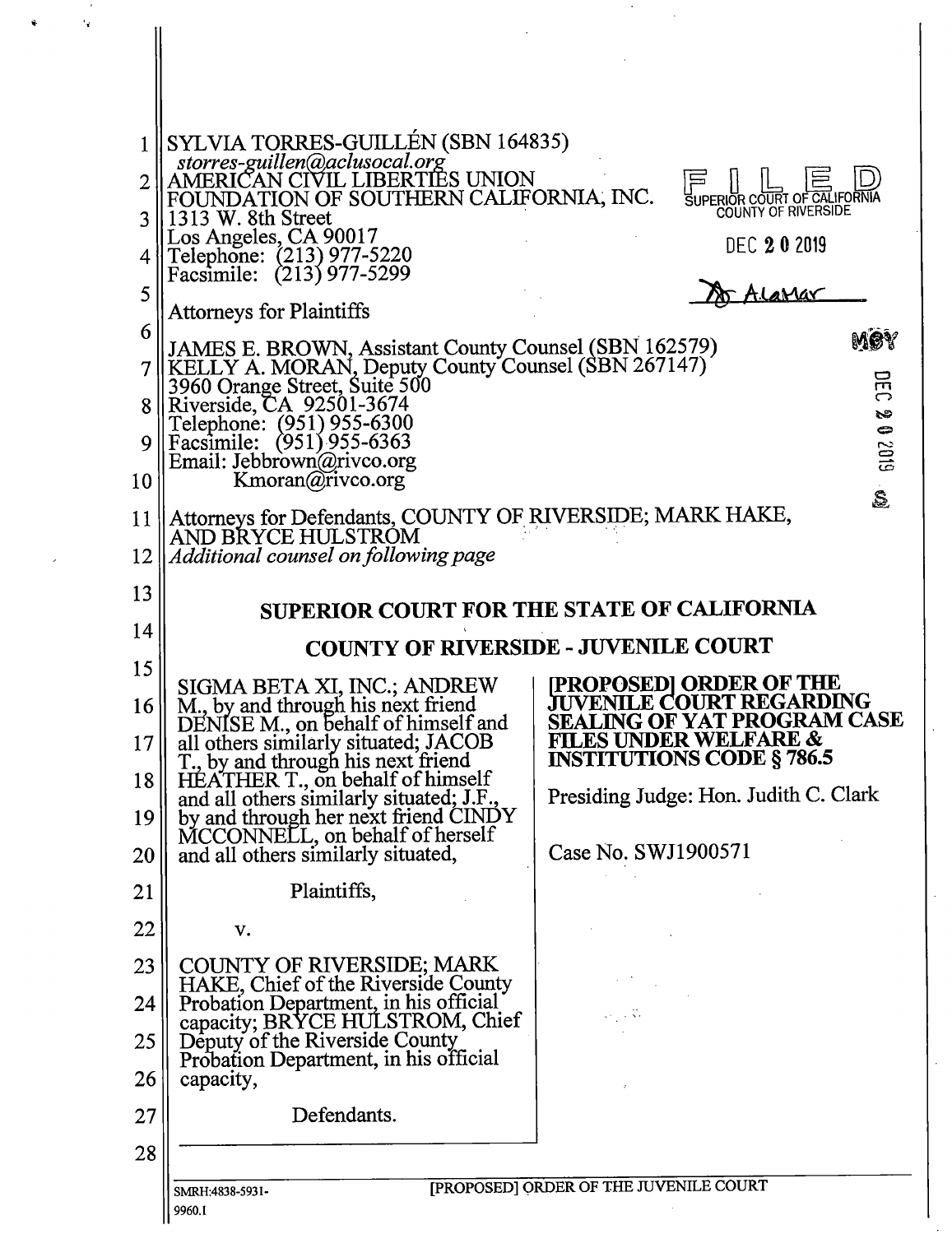SYLVIA TORRES-GUILLÉN (SBN 164835)
*storres-guillen@aclusocal.org*
AMERICAN CIVIL LIBERTIES UNION
FOUNDATION OF SOUTHERN CALIFORNIA, INC.
1313 W. 8th Street
Los Angeles, CA 90017
Telephone: (213) 977-5220
Facsimile: (213) 977-5299

Attorneys for Plaintiffs

FILED
SUPERIOR COURT OF CALIFORNIA
COUNTY OF RIVERSIDE
DEC 20 2019
A. Alamar

JAMES E. BROWN, Assistant County Counsel (SBN 162579)
KELLY A. MORAN, Deputy County Counsel (SBN 267147)
3960 Orange Street, Suite 500
Riverside, CA 92501-3674
Telephone: (951) 955-6300
Facsimile: (951) 955-6363
Email: Jebbrown@rivco.org
Kmoran@rivco.org

Attorneys for Defendants, COUNTY OF RIVERSIDE; MARK HAKE, AND BRYCE HULSTROM
*Additional counsel on following page*

## SUPERIOR COURT FOR THE STATE OF CALIFORNIA

## COUNTY OF RIVERSIDE - JUVENILE COURT

SIGMA BETA XI, INC.; ANDREW M., by and through his next friend DENISE M., on behalf of himself and all others similarly situated; JACOB T., by and through his next friend HEATHER T., on behalf of himself and all others similarly situated; J.F., by and through her next friend CINDY MCCONNELL, on behalf of herself and all others similarly situated,

Plaintiffs,

v.

COUNTY OF RIVERSIDE; MARK HAKE, Chief of the Riverside County Probation Department, in his official capacity; BRYCE HULSTROM, Chief Deputy of the Riverside County Probation Department, in his official capacity,

Defendants.

**[PROPOSED] ORDER OF THE JUVENILE COURT REGARDING SEALING OF YAT PROGRAM CASE FILES UNDER WELFARE & INSTITUTIONS CODE § 786.5**

Presiding Judge: Hon. Judith C. Clark

Case No. SWJ1900571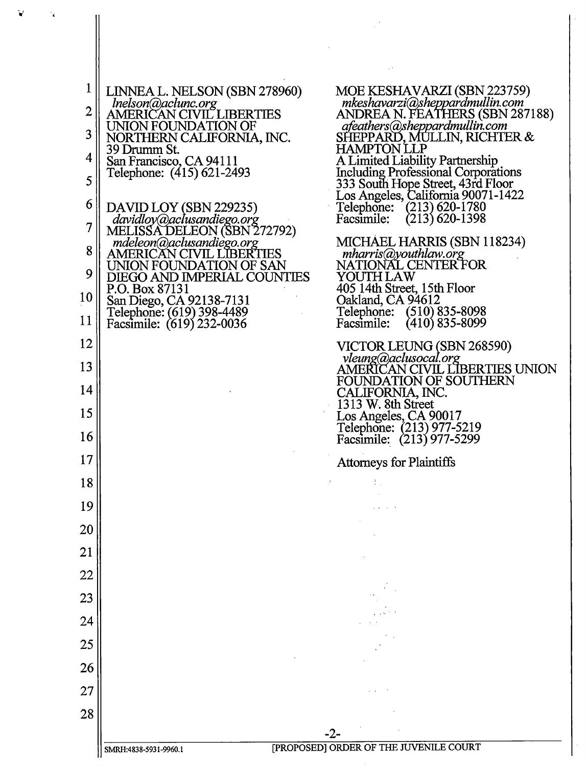LINNEA L. NELSON (SBN 278960)
*lnelson@aclunc.org*
AMERICAN CIVIL LIBERTIES
UNION FOUNDATION OF
NORTHERN CALIFORNIA, INC.
39 Drumm St.
San Francisco, CA 94111
Telephone: (415) 621-2493

DAVID LOY (SBN 229235)
*davidloy@aclusandiego.org*
MELISSA DELEON (SBN 272792)
*mdeleon@aclusandiego.org*
AMERICAN CIVIL LIBERTIES
UNION FOUNDATION OF SAN
DIEGO AND IMPERIAL COUNTIES
P.O. Box 87131
San Diego, CA 92138-7131
Telephone: (619) 398-4489
Facsimile: (619) 232-0036

MOE KESHAVARZI (SBN 223759)
*mkeshavarzi@sheppardmullin.com*
ANDREA N. FEATHERS (SBN 287188)
*afeathers@sheppardmullin.com*
SHEPPARD, MULLIN, RICHTER &
HAMPTON LLP
A Limited Liability Partnership
Including Professional Corporations
333 South Hope Street, 43rd Floor
Los Angeles, California 90071-1422
Telephone: (213) 620-1780
Facsimile: (213) 620-1398

MICHAEL HARRIS (SBN 118234)
*mharris@youthlaw.org*
NATIONAL CENTER FOR
YOUTH LAW
405 14th Street, 15th Floor
Oakland, CA 94612
Telephone: (510) 835-8098
Facsimile: (410) 835-8099

VICTOR LEUNG (SBN 268590)
*vleung@aclusocal.org*
AMERICAN CIVIL LIBERTIES UNION
FOUNDATION OF SOUTHERN
CALIFORNIA, INC.
1313 W. 8th Street
Los Angeles, CA 90017
Telephone: (213) 977-5219
Facsimile: (213) 977-5299

Attorneys for Plaintiffs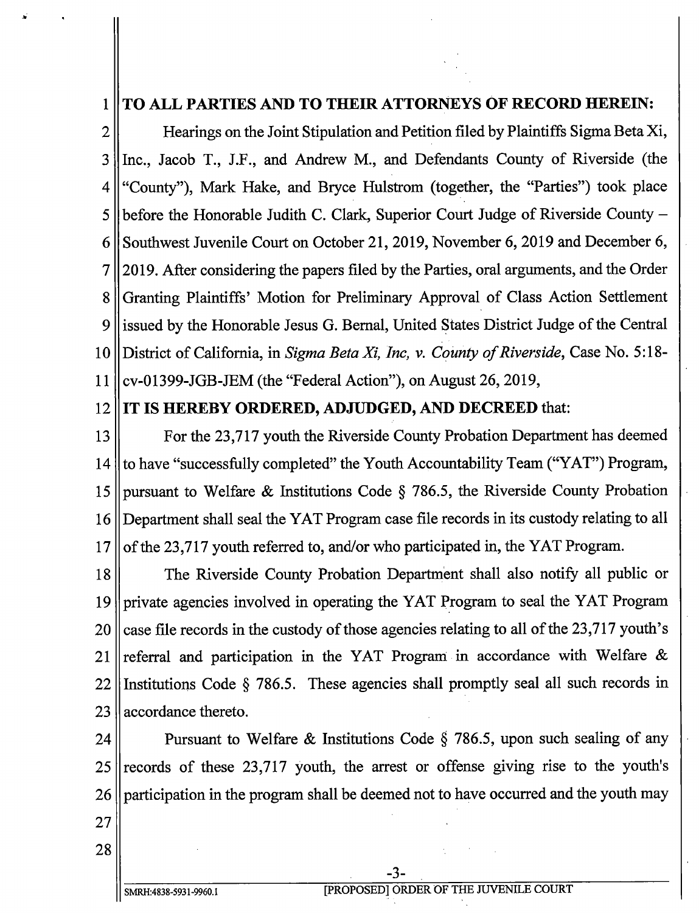**TO ALL PARTIES AND TO THEIR ATTORNEYS OF RECORD HEREIN:**

Hearings on the Joint Stipulation and Petition filed by Plaintiffs Sigma Beta Xi, Inc., Jacob T., J.F., and Andrew M., and Defendants County of Riverside (the "County"), Mark Hake, and Bryce Hulstrom (together, the "Parties") took place before the Honorable Judith C. Clark, Superior Court Judge of Riverside County – Southwest Juvenile Court on October 21, 2019, November 6, 2019 and December 6, 2019. After considering the papers filed by the Parties, oral arguments, and the Order Granting Plaintiffs' Motion for Preliminary Approval of Class Action Settlement issued by the Honorable Jesus G. Bernal, United States District Judge of the Central District of California, in *Sigma Beta Xi, Inc, v. County of Riverside*, Case No. 5:18-cv-01399-JGB-JEM (the "Federal Action"), on August 26, 2019,

**IT IS HEREBY ORDERED, ADJUDGED, AND DECREED** that:

For the 23,717 youth the Riverside County Probation Department has deemed to have "successfully completed" the Youth Accountability Team ("YAT") Program, pursuant to Welfare & Institutions Code § 786.5, the Riverside County Probation Department shall seal the YAT Program case file records in its custody relating to all of the 23,717 youth referred to, and/or who participated in, the YAT Program.

The Riverside County Probation Department shall also notify all public or private agencies involved in operating the YAT Program to seal the YAT Program case file records in the custody of those agencies relating to all of the 23,717 youth's referral and participation in the YAT Program in accordance with Welfare & Institutions Code § 786.5. These agencies shall promptly seal all such records in accordance thereto.

Pursuant to Welfare & Institutions Code § 786.5, upon such sealing of any records of these 23,717 youth, the arrest or offense giving rise to the youth's participation in the program shall be deemed not to have occurred and the youth may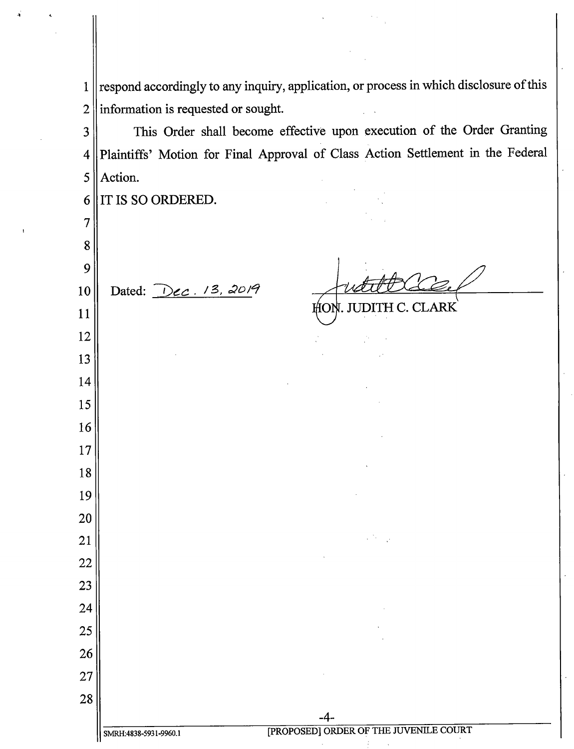respond accordingly to any inquiry, application, or process in which disclosure of this information is requested or sought.

This Order shall become effective upon execution of the Order Granting Plaintiffs' Motion for Final Approval of Class Action Settlement in the Federal Action.

IT IS SO ORDERED.

Dated: Dec. 13, 2019

HON. JUDITH C. CLARK